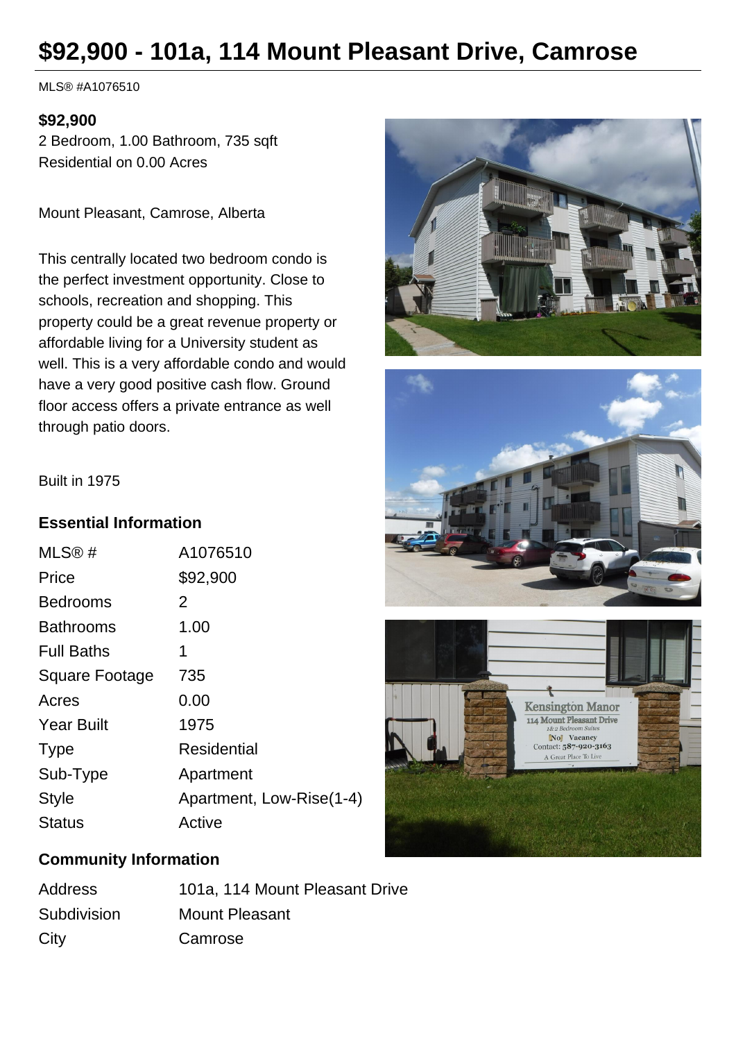# $92,900 - 101a, 114 Mount Pleasant Drive, Camrose

MLS® #A1076510

**$92,900**
2 Bedroom, 1.00 Bathroom, 735 sqft
Residential on 0.00 Acres

Mount Pleasant, Camrose, Alberta

This centrally located two bedroom condo is the perfect investment opportunity. Close to schools, recreation and shopping. This property could be a great revenue property or affordable living for a University student as well. This is a very affordable condo and would have a very good positive cash flow. Ground floor access offers a private entrance as well through patio doors.

Built in 1975

## Essential Information

| | |
|---|---|
| MLS® # | A1076510 |
| Price | $92,900 |
| Bedrooms | 2 |
| Bathrooms | 1.00 |
| Full Baths | 1 |
| Square Footage | 735 |
| Acres | 0.00 |
| Year Built | 1975 |
| Type | Residential |
| Sub-Type | Apartment |
| Style | Apartment, Low-Rise(1-4) |
| Status | Active |

## Community Information

| | |
|---|---|
| Address | 101a, 114 Mount Pleasant Drive |
| Subdivision | Mount Pleasant |
| City | Camrose |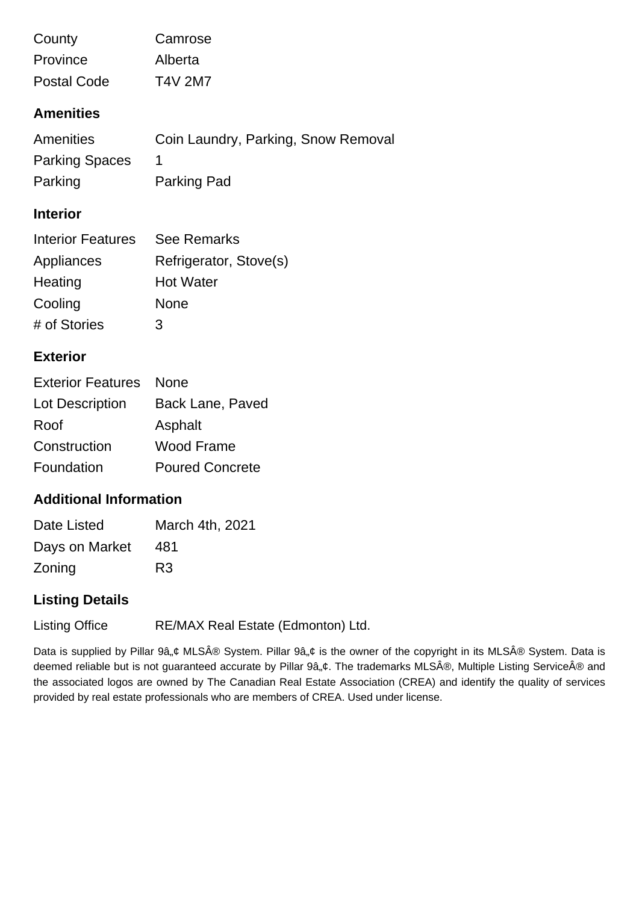| | |
|---|---|
| County | Camrose |
| Province | Alberta |
| Postal Code | T4V 2M7 |

## Amenities

| | |
|---|---|
| Amenities | Coin Laundry, Parking, Snow Removal |
| Parking Spaces | 1 |
| Parking | Parking Pad |

## Interior

| | |
|---|---|
| Interior Features | See Remarks |
| Appliances | Refrigerator, Stove(s) |
| Heating | Hot Water |
| Cooling | None |
| # of Stories | 3 |

## Exterior

| | |
|---|---|
| Exterior Features | None |
| Lot Description | Back Lane, Paved |
| Roof | Asphalt |
| Construction | Wood Frame |
| Foundation | Poured Concrete |

## Additional Information

| | |
|---|---|
| Date Listed | March 4th, 2021 |
| Days on Market | 481 |
| Zoning | R3 |

## Listing Details

| | |
|---|---|
| Listing Office | RE/MAX Real Estate (Edmonton) Ltd. |

Data is supplied by Pillar 9â„¢ MLSÂ® System. Pillar 9â„¢ is the owner of the copyright in its MLSÂ® System. Data is deemed reliable but is not guaranteed accurate by Pillar 9â„¢. The trademarks MLSÂ®, Multiple Listing ServiceÂ® and the associated logos are owned by The Canadian Real Estate Association (CREA) and identify the quality of services provided by real estate professionals who are members of CREA. Used under license.